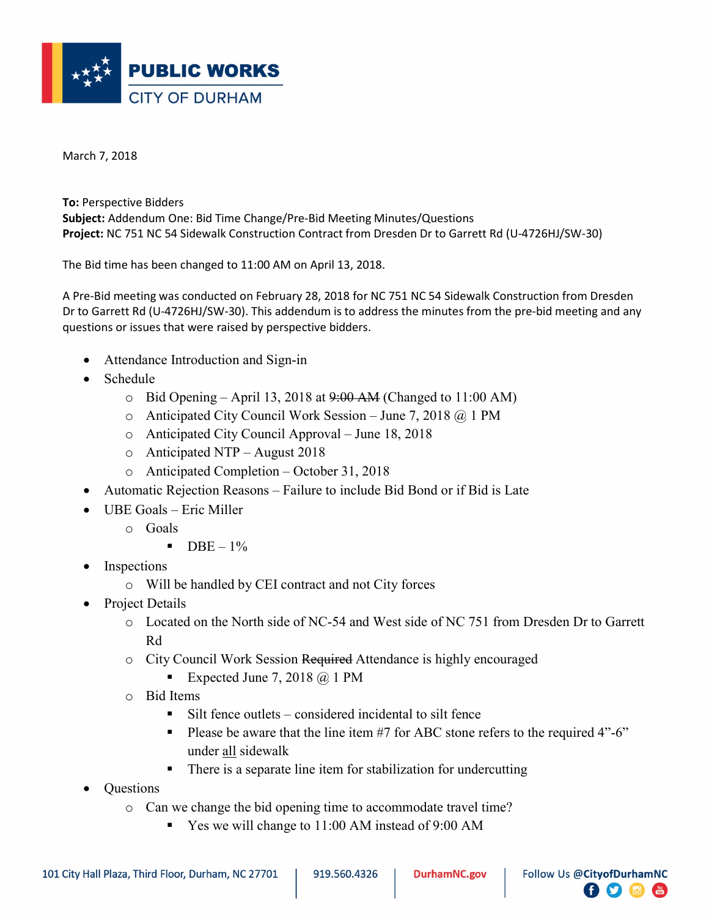# PUBLIC WORKS
## CITY OF DURHAM

March 7, 2018

**To:** Perspective Bidders
**Subject:** Addendum One: Bid Time Change/Pre-Bid Meeting Minutes/Questions
**Project:** NC 751 NC 54 Sidewalk Construction Contract from Dresden Dr to Garrett Rd (U-4726HJ/SW-30)

The Bid time has been changed to 11:00 AM on April 13, 2018.

A Pre-Bid meeting was conducted on February 28, 2018 for NC 751 NC 54 Sidewalk Construction from Dresden Dr to Garrett Rd (U-4726HJ/SW-30). This addendum is to address the minutes from the pre-bid meeting and any questions or issues that were raised by perspective bidders.

- Attendance Introduction and Sign-in
- Schedule
  - Bid Opening – April 13, 2018 at ~~9:00 AM~~ (Changed to 11:00 AM)
  - Anticipated City Council Work Session – June 7, 2018 @ 1 PM
  - Anticipated City Council Approval – June 18, 2018
  - Anticipated NTP – August 2018
  - Anticipated Completion – October 31, 2018
- Automatic Rejection Reasons – Failure to include Bid Bond or if Bid is Late
- UBE Goals – Eric Miller
  - Goals
    - DBE – 1%
- Inspections
  - Will be handled by CEI contract and not City forces
- Project Details
  - Located on the North side of NC-54 and West side of NC 751 from Dresden Dr to Garrett Rd
  - City Council Work Session ~~Required~~ Attendance is highly encouraged
    - Expected June 7, 2018 @ 1 PM
  - Bid Items
    - Silt fence outlets – considered incidental to silt fence
    - Please be aware that the line item #7 for ABC stone refers to the required 4”-6” under all sidewalk
    - There is a separate line item for stabilization for undercutting
- Questions
  - Can we change the bid opening time to accommodate travel time?
    - Yes we will change to 11:00 AM instead of 9:00 AM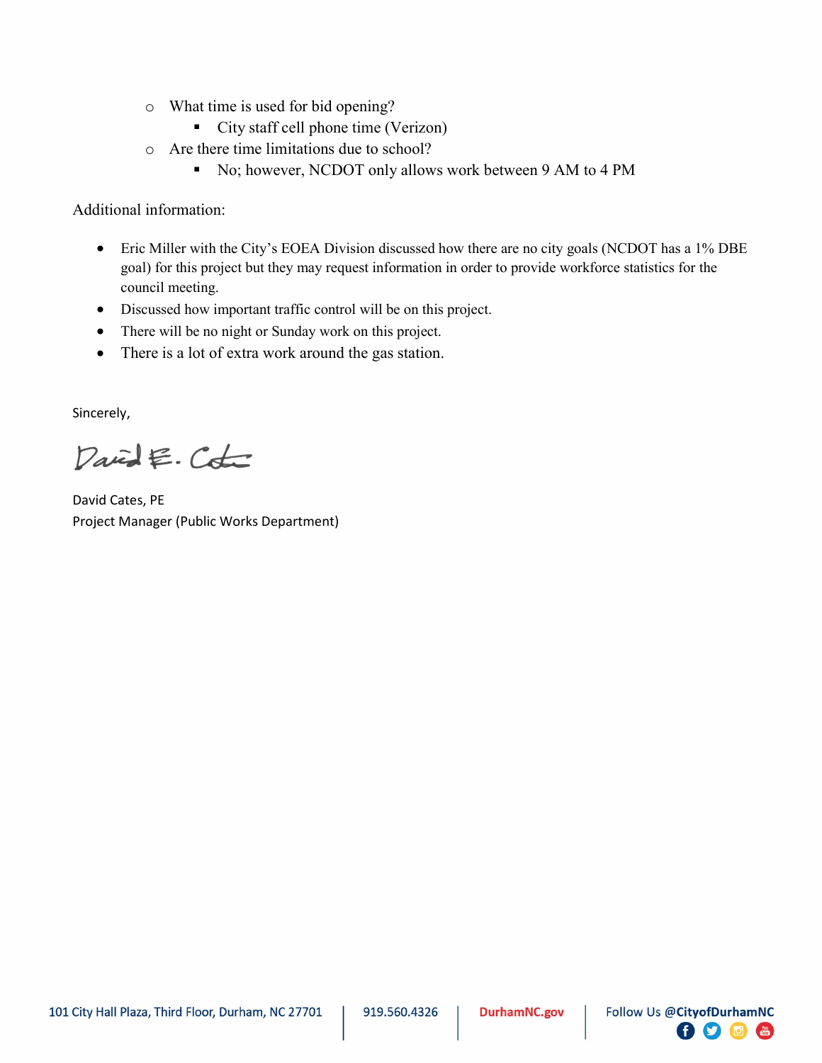- What time is used for bid opening?
  - City staff cell phone time (Verizon)
- Are there time limitations due to school?
  - No; however, NCDOT only allows work between 9 AM to 4 PM

Additional information:

- Eric Miller with the City's EOEA Division discussed how there are no city goals (NCDOT has a 1% DBE goal) for this project but they may request information in order to provide workforce statistics for the council meeting.
- Discussed how important traffic control will be on this project.
- There will be no night or Sunday work on this project.
- There is a lot of extra work around the gas station.

Sincerely,

David E. Cates

David Cates, PE
Project Manager (Public Works Department)